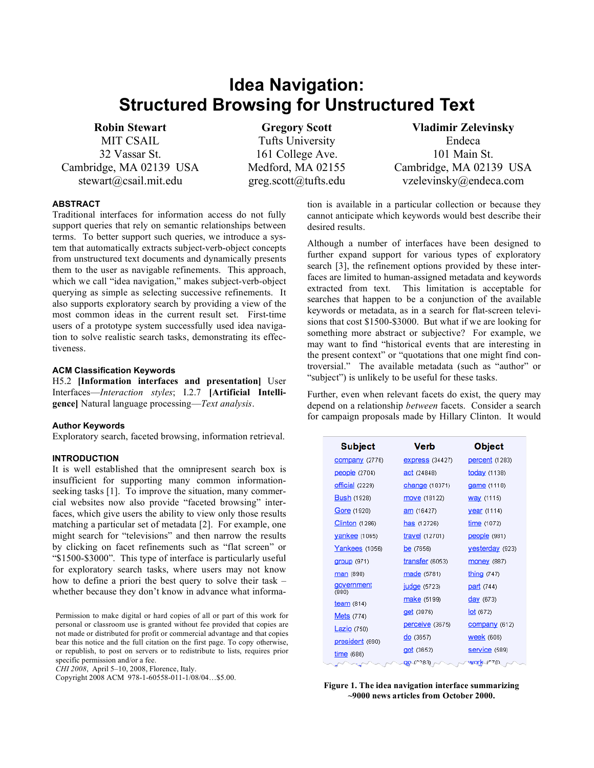# Idea Navigation: Structured Browsing for Unstructured Text

**Robin Stewart**
MIT CSAIL
32 Vassar St.
Cambridge, MA 02139 USA
stewart@csail.mit.edu

**Gregory Scott**
Tufts University
161 College Ave.
Medford, MA 02155
greg.scott@tufts.edu

**Vladimir Zelevinsky**
Endeca
101 Main St.
Cambridge, MA 02139 USA
vzelevinsky@endeca.com

## ABSTRACT

Traditional interfaces for information access do not fully support queries that rely on semantic relationships between terms. To better support such queries, we introduce a system that automatically extracts subject-verb-object concepts from unstructured text documents and dynamically presents them to the user as navigable refinements. This approach, which we call "idea navigation," makes subject-verb-object querying as simple as selecting successive refinements. It also supports exploratory search by providing a view of the most common ideas in the current result set. First-time users of a prototype system successfully used idea navigation to solve realistic search tasks, demonstrating its effectiveness.

### ACM Classification Keywords

H5.2 **[Information interfaces and presentation]** User Interfaces—*Interaction styles*; I.2.7 **[Artificial Intelligence]** Natural language processing—*Text analysis*.

### Author Keywords

Exploratory search, faceted browsing, information retrieval.

## INTRODUCTION

It is well established that the omnipresent search box is insufficient for supporting many common information-seeking tasks [1]. To improve the situation, many commercial websites now also provide "faceted browsing" interfaces, which give users the ability to view only those results matching a particular set of metadata [2]. For example, one might search for "televisions" and then narrow the results by clicking on facet refinements such as "flat screen" or "$1500-$3000". This type of interface is particularly useful for exploratory search tasks, where users may not know how to define a priori the best query to solve their task – whether because they don't know in advance what information is available in a particular collection or because they cannot anticipate which keywords would best describe their desired results.

Although a number of interfaces have been designed to further expand support for various types of exploratory search [3], the refinement options provided by these interfaces are limited to human-assigned metadata and keywords extracted from text. This limitation is acceptable for searches that happen to be a conjunction of the available keywords or metadata, as in a search for flat-screen televisions that cost $1500-$3000. But what if we are looking for something more abstract or subjective? For example, we may want to find "historical events that are interesting in the present context" or "quotations that one might find controversial." The available metadata (such as "author" or "subject") is unlikely to be useful for these tasks.

Further, even when relevant facets do exist, the query may depend on a relationship *between* facets. Consider a search for campaign proposals made by Hillary Clinton. It would

| Subject | Verb | Object |
|---|---|---|
| company (2776) | express (34427) | percent (1283) |
| people (2704) | act (24848) | today (1138) |
| official (2229) | change (18371) | game (1118) |
| Bush (1928) | move (18122) | way (1115) |
| Gore (1920) | am (16427) | year (1114) |
| Clinton (1286) | has (12726) | time (1072) |
| yankee (1065) | travel (12701) | people (981) |
| Yankees (1056) | be (7856) | yesterday (923) |
| group (971) | transfer (6053) | money (887) |
| man (890) | made (5781) | thing (747) |
| government (880) | judge (5723) | part (744) |
| team (814) | make (5199) | day (673) |
| Mets (774) | get (3876) | lot (672) |
| Lazio (750) | perceive (3675) | company (612) |
| president (690) | do (3657) | week (606) |
| time (686) | got (3652) | service (589) |

**Figure 1. The idea navigation interface summarizing ~9000 news articles from October 2000.**

Permission to make digital or hard copies of all or part of this work for personal or classroom use is granted without fee provided that copies are not made or distributed for profit or commercial advantage and that copies bear this notice and the full citation on the first page. To copy otherwise, or republish, to post on servers or to redistribute to lists, requires prior specific permission and/or a fee.
*CHI 2008*, April 5–10, 2008, Florence, Italy.
Copyright 2008 ACM 978-1-60558-011-1/08/04…$5.00.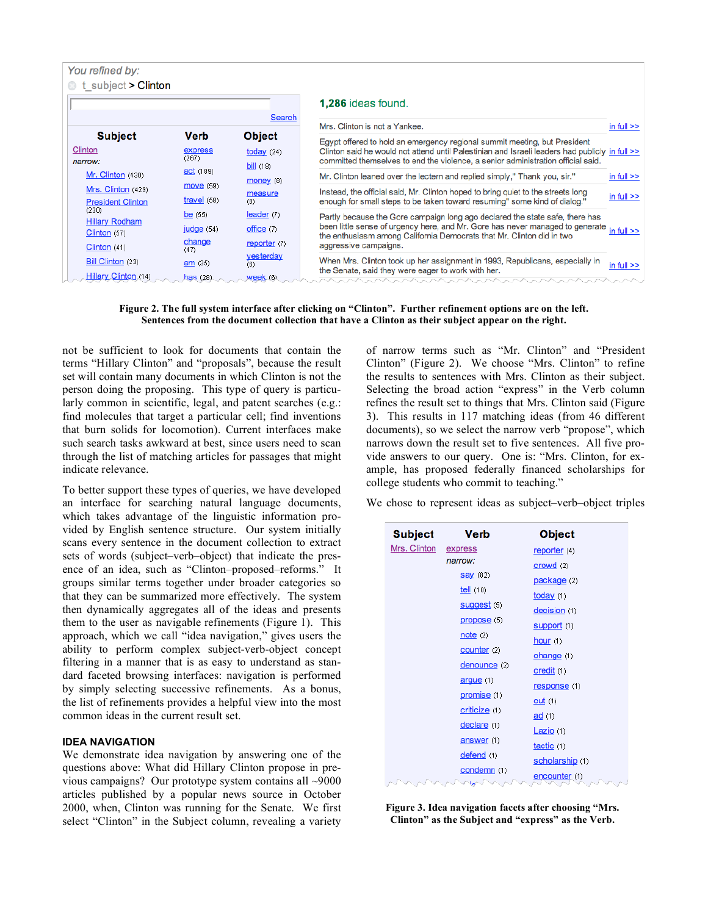Figure 2. The full system interface after clicking on "Clinton". Further refinement options are on the left. Sentences from the document collection that have a Clinton as their subject appear on the right.

not be sufficient to look for documents that contain the terms "Hillary Clinton" and "proposals", because the result set will contain many documents in which Clinton is not the person doing the proposing. This type of query is particularly common in scientific, legal, and patent searches (e.g.: find molecules that target a particular cell; find inventions that burn solids for locomotion). Current interfaces make such search tasks awkward at best, since users need to scan through the list of matching articles for passages that might indicate relevance.

To better support these types of queries, we have developed an interface for searching natural language documents, which takes advantage of the linguistic information provided by English sentence structure. Our system initially scans every sentence in the document collection to extract sets of words (subject–verb–object) that indicate the presence of an idea, such as "Clinton–proposed–reforms." It groups similar terms together under broader categories so that they can be summarized more effectively. The system then dynamically aggregates all of the ideas and presents them to the user as navigable refinements (Figure 1). This approach, which we call "idea navigation," gives users the ability to perform complex subject-verb-object concept filtering in a manner that is as easy to understand as standard faceted browsing interfaces: navigation is performed by simply selecting successive refinements. As a bonus, the list of refinements provides a helpful view into the most common ideas in the current result set.

## IDEA NAVIGATION

We demonstrate idea navigation by answering one of the questions above: What did Hillary Clinton propose in previous campaigns? Our prototype system contains all ~9000 articles published by a popular news source in October 2000, when, Clinton was running for the Senate. We first select "Clinton" in the Subject column, revealing a variety of narrow terms such as "Mr. Clinton" and "President Clinton" (Figure 2). We choose "Mrs. Clinton" to refine the results to sentences with Mrs. Clinton as their subject. Selecting the broad action "express" in the Verb column refines the result set to things that Mrs. Clinton said (Figure 3). This results in 117 matching ideas (from 46 different documents), so we select the narrow verb "propose", which narrows down the result set to five sentences. All five provide answers to our query. One is: "Mrs. Clinton, for example, has proposed federally financed scholarships for college students who commit to teaching."

We chose to represent ideas as subject–verb–object triples

Figure 3. Idea navigation facets after choosing "Mrs. Clinton" as the Subject and "express" as the Verb.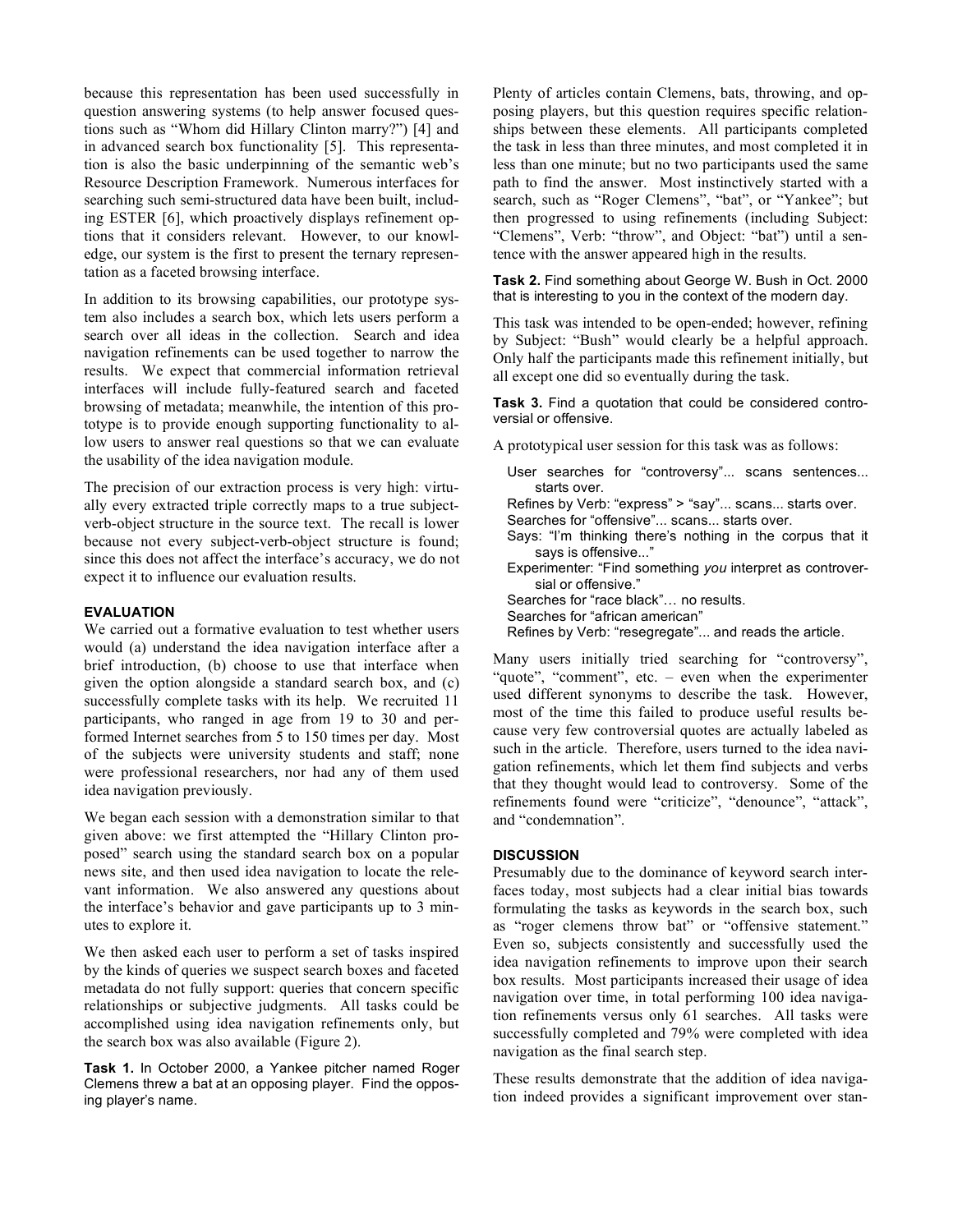because this representation has been used successfully in question answering systems (to help answer focused questions such as "Whom did Hillary Clinton marry?") [4] and in advanced search box functionality [5]. This representation is also the basic underpinning of the semantic web's Resource Description Framework. Numerous interfaces for searching such semi-structured data have been built, including ESTER [6], which proactively displays refinement options that it considers relevant. However, to our knowledge, our system is the first to present the ternary representation as a faceted browsing interface.

In addition to its browsing capabilities, our prototype system also includes a search box, which lets users perform a search over all ideas in the collection. Search and idea navigation refinements can be used together to narrow the results. We expect that commercial information retrieval interfaces will include fully-featured search and faceted browsing of metadata; meanwhile, the intention of this prototype is to provide enough supporting functionality to allow users to answer real questions so that we can evaluate the usability of the idea navigation module.

The precision of our extraction process is very high: virtually every extracted triple correctly maps to a true subject-verb-object structure in the source text. The recall is lower because not every subject-verb-object structure is found; since this does not affect the interface's accuracy, we do not expect it to influence our evaluation results.

## EVALUATION

We carried out a formative evaluation to test whether users would (a) understand the idea navigation interface after a brief introduction, (b) choose to use that interface when given the option alongside a standard search box, and (c) successfully complete tasks with its help. We recruited 11 participants, who ranged in age from 19 to 30 and performed Internet searches from 5 to 150 times per day. Most of the subjects were university students and staff; none were professional researchers, nor had any of them used idea navigation previously.

We began each session with a demonstration similar to that given above: we first attempted the "Hillary Clinton proposed" search using the standard search box on a popular news site, and then used idea navigation to locate the relevant information. We also answered any questions about the interface's behavior and gave participants up to 3 minutes to explore it.

We then asked each user to perform a set of tasks inspired by the kinds of queries we suspect search boxes and faceted metadata do not fully support: queries that concern specific relationships or subjective judgments. All tasks could be accomplished using idea navigation refinements only, but the search box was also available (Figure 2).

**Task 1.** In October 2000, a Yankee pitcher named Roger Clemens threw a bat at an opposing player. Find the opposing player's name.

Plenty of articles contain Clemens, bats, throwing, and opposing players, but this question requires specific relationships between these elements. All participants completed the task in less than three minutes, and most completed it in less than one minute; but no two participants used the same path to find the answer. Most instinctively started with a search, such as "Roger Clemens", "bat", or "Yankee"; but then progressed to using refinements (including Subject: "Clemens", Verb: "throw", and Object: "bat") until a sentence with the answer appeared high in the results.

**Task 2.** Find something about George W. Bush in Oct. 2000 that is interesting to you in the context of the modern day.

This task was intended to be open-ended; however, refining by Subject: "Bush" would clearly be a helpful approach. Only half the participants made this refinement initially, but all except one did so eventually during the task.

**Task 3.** Find a quotation that could be considered controversial or offensive.

A prototypical user session for this task was as follows:

> User searches for "controversy"... scans sentences... starts over.
> Refines by Verb: "express" > "say"... scans... starts over.
> Searches for "offensive"... scans... starts over.
> Says: "I'm thinking there's nothing in the corpus that it says is offensive..."
> Experimenter: "Find something *you* interpret as controversial or offensive."
> Searches for "race black"… no results.
> Searches for "african american"
> Refines by Verb: "resegregate"... and reads the article.

Many users initially tried searching for "controversy", "quote", "comment", etc. – even when the experimenter used different synonyms to describe the task. However, most of the time this failed to produce useful results because very few controversial quotes are actually labeled as such in the article. Therefore, users turned to the idea navigation refinements, which let them find subjects and verbs that they thought would lead to controversy. Some of the refinements found were "criticize", "denounce", "attack", and "condemnation".

## DISCUSSION

Presumably due to the dominance of keyword search interfaces today, most subjects had a clear initial bias towards formulating the tasks as keywords in the search box, such as "roger clemens throw bat" or "offensive statement." Even so, subjects consistently and successfully used the idea navigation refinements to improve upon their search box results. Most participants increased their usage of idea navigation over time, in total performing 100 idea navigation refinements versus only 61 searches. All tasks were successfully completed and 79% were completed with idea navigation as the final search step.

These results demonstrate that the addition of idea navigation indeed provides a significant improvement over stan-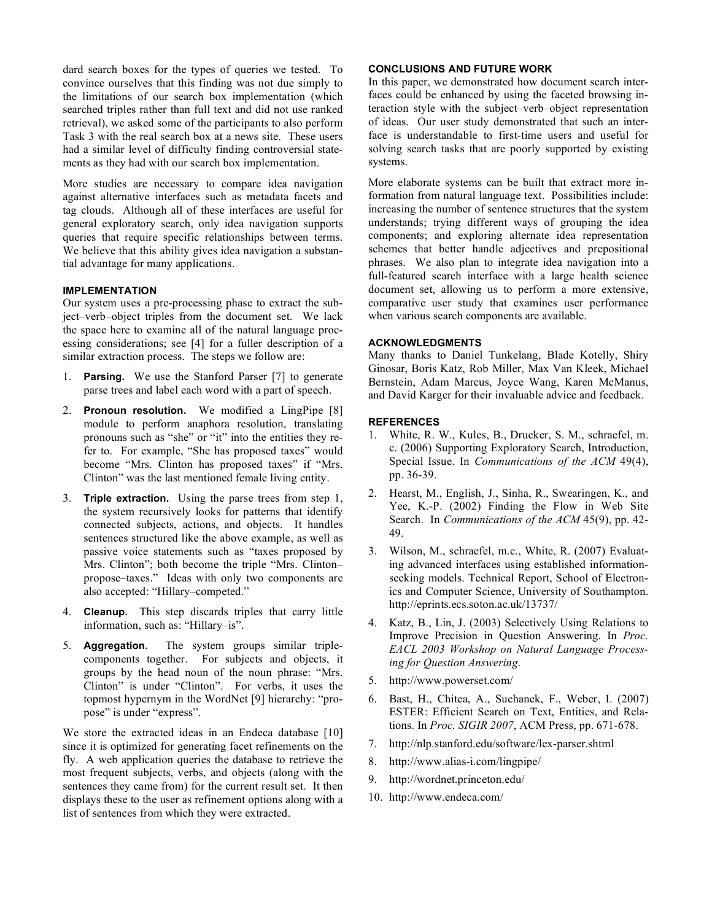dard search boxes for the types of queries we tested. To convince ourselves that this finding was not due simply to the limitations of our search box implementation (which searched triples rather than full text and did not use ranked retrieval), we asked some of the participants to also perform Task 3 with the real search box at a news site. These users had a similar level of difficulty finding controversial statements as they had with our search box implementation.

More studies are necessary to compare idea navigation against alternative interfaces such as metadata facets and tag clouds. Although all of these interfaces are useful for general exploratory search, only idea navigation supports queries that require specific relationships between terms. We believe that this ability gives idea navigation a substantial advantage for many applications.

## IMPLEMENTATION

Our system uses a pre-processing phase to extract the subject–verb–object triples from the document set. We lack the space here to examine all of the natural language processing considerations; see [4] for a fuller description of a similar extraction process. The steps we follow are:

1. **Parsing.** We use the Stanford Parser [7] to generate parse trees and label each word with a part of speech.
2. **Pronoun resolution.** We modified a LingPipe [8] module to perform anaphora resolution, translating pronouns such as "she" or "it" into the entities they refer to. For example, "She has proposed taxes" would become "Mrs. Clinton has proposed taxes" if "Mrs. Clinton" was the last mentioned female living entity.
3. **Triple extraction.** Using the parse trees from step 1, the system recursively looks for patterns that identify connected subjects, actions, and objects. It handles sentences structured like the above example, as well as passive voice statements such as "taxes proposed by Mrs. Clinton"; both become the triple "Mrs. Clinton–propose–taxes." Ideas with only two components are also accepted: "Hillary–competed."
4. **Cleanup.** This step discards triples that carry little information, such as: "Hillary–is".
5. **Aggregation.** The system groups similar triple-components together. For subjects and objects, it groups by the head noun of the noun phrase: "Mrs. Clinton" is under "Clinton". For verbs, it uses the topmost hypernym in the WordNet [9] hierarchy: "propose" is under "express".

We store the extracted ideas in an Endeca database [10] since it is optimized for generating facet refinements on the fly. A web application queries the database to retrieve the most frequent subjects, verbs, and objects (along with the sentences they came from) for the current result set. It then displays these to the user as refinement options along with a list of sentences from which they were extracted.

## CONCLUSIONS AND FUTURE WORK

In this paper, we demonstrated how document search interfaces could be enhanced by using the faceted browsing interaction style with the subject–verb–object representation of ideas. Our user study demonstrated that such an interface is understandable to first-time users and useful for solving search tasks that are poorly supported by existing systems.

More elaborate systems can be built that extract more information from natural language text. Possibilities include: increasing the number of sentence structures that the system understands; trying different ways of grouping the idea components; and exploring alternate idea representation schemes that better handle adjectives and prepositional phrases. We also plan to integrate idea navigation into a full-featured search interface with a large health science document set, allowing us to perform a more extensive, comparative user study that examines user performance when various search components are available.

## ACKNOWLEDGMENTS

Many thanks to Daniel Tunkelang, Blade Kotelly, Shiry Ginosar, Boris Katz, Rob Miller, Max Van Kleek, Michael Bernstein, Adam Marcus, Joyce Wang, Karen McManus, and David Karger for their invaluable advice and feedback.

## REFERENCES

1. White, R. W., Kules, B., Drucker, S. M., schraefel, m. c. (2006) Supporting Exploratory Search, Introduction, Special Issue. In *Communications of the ACM* 49(4), pp. 36-39.
2. Hearst, M., English, J., Sinha, R., Swearingen, K., and Yee, K.-P. (2002) Finding the Flow in Web Site Search. In *Communications of the ACM* 45(9), pp. 42-49.
3. Wilson, M., schraefel, m.c., White, R. (2007) Evaluating advanced interfaces using established information-seeking models. Technical Report, School of Electronics and Computer Science, University of Southampton. http://eprints.ecs.soton.ac.uk/13737/
4. Katz, B., Lin, J. (2003) Selectively Using Relations to Improve Precision in Question Answering. In *Proc. EACL 2003 Workshop on Natural Language Processing for Question Answering*.
5. http://www.powerset.com/
6. Bast, H., Chitea, A., Suchanek, F., Weber, I. (2007) ESTER: Efficient Search on Text, Entities, and Relations. In *Proc. SIGIR 2007*, ACM Press, pp. 671-678.
7. http://nlp.stanford.edu/software/lex-parser.shtml
8. http://www.alias-i.com/lingpipe/
9. http://wordnet.princeton.edu/
10. http://www.endeca.com/